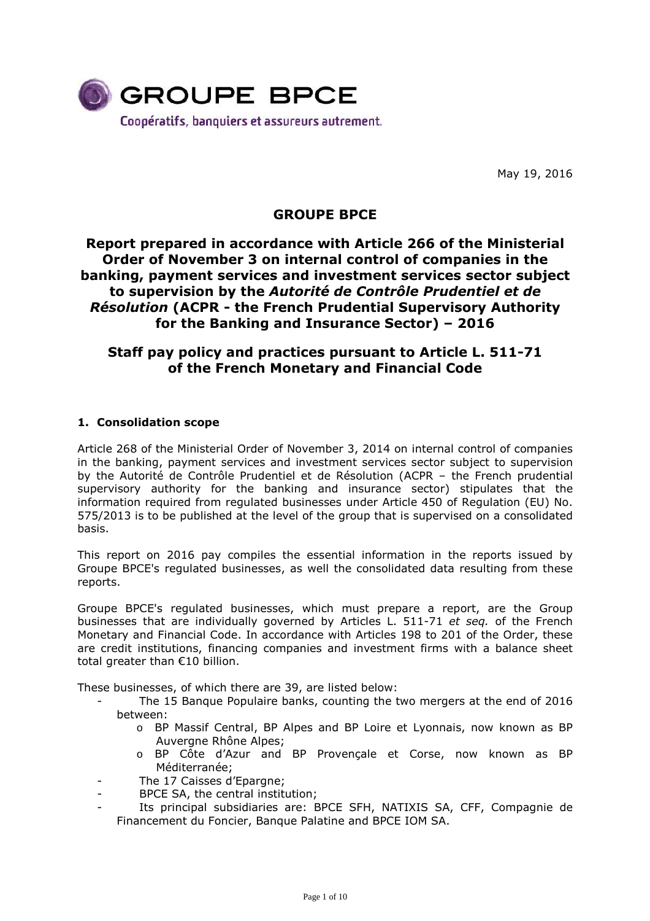GROUPE BPCE

Coopératifs, banquiers et assureurs autrement.

May 19, 2016

# GROUPE BPCE

## Report prepared in accordance with Article 266 of the Ministerial Order of November 3 on internal control of companies in the banking, payment services and investment services sector subject to supervision by the *Autorité de Contrôle Prudentiel et de Résolution* (ACPR - the French Prudential Supervisory Authority for the Banking and Insurance Sector) – 2016

## Staff pay policy and practices pursuant to Article L. 511-71 of the French Monetary and Financial Code

### 1. Consolidation scope

Article 268 of the Ministerial Order of November 3, 2014 on internal control of companies in the banking, payment services and investment services sector subject to supervision by the Autorité de Contrôle Prudentiel et de Résolution (ACPR – the French prudential supervisory authority for the banking and insurance sector) stipulates that the information required from regulated businesses under Article 450 of Regulation (EU) No. 575/2013 is to be published at the level of the group that is supervised on a consolidated basis.

This report on 2016 pay compiles the essential information in the reports issued by Groupe BPCE's regulated businesses, as well the consolidated data resulting from these reports.

Groupe BPCE's regulated businesses, which must prepare a report, are the Group businesses that are individually governed by Articles L. 511-71 *et seq.* of the French Monetary and Financial Code. In accordance with Articles 198 to 201 of the Order, these are credit institutions, financing companies and investment firms with a balance sheet total greater than €10 billion.

These businesses, of which there are 39, are listed below:

- The 15 Banque Populaire banks, counting the two mergers at the end of 2016 between:
  - BP Massif Central, BP Alpes and BP Loire et Lyonnais, now known as BP Auvergne Rhône Alpes;
  - BP Côte d'Azur and BP Provençale et Corse, now known as BP Méditerranée;
- The 17 Caisses d'Epargne;
- BPCE SA, the central institution;
- Its principal subsidiaries are: BPCE SFH, NATIXIS SA, CFF, Compagnie de Financement du Foncier, Banque Palatine and BPCE IOM SA.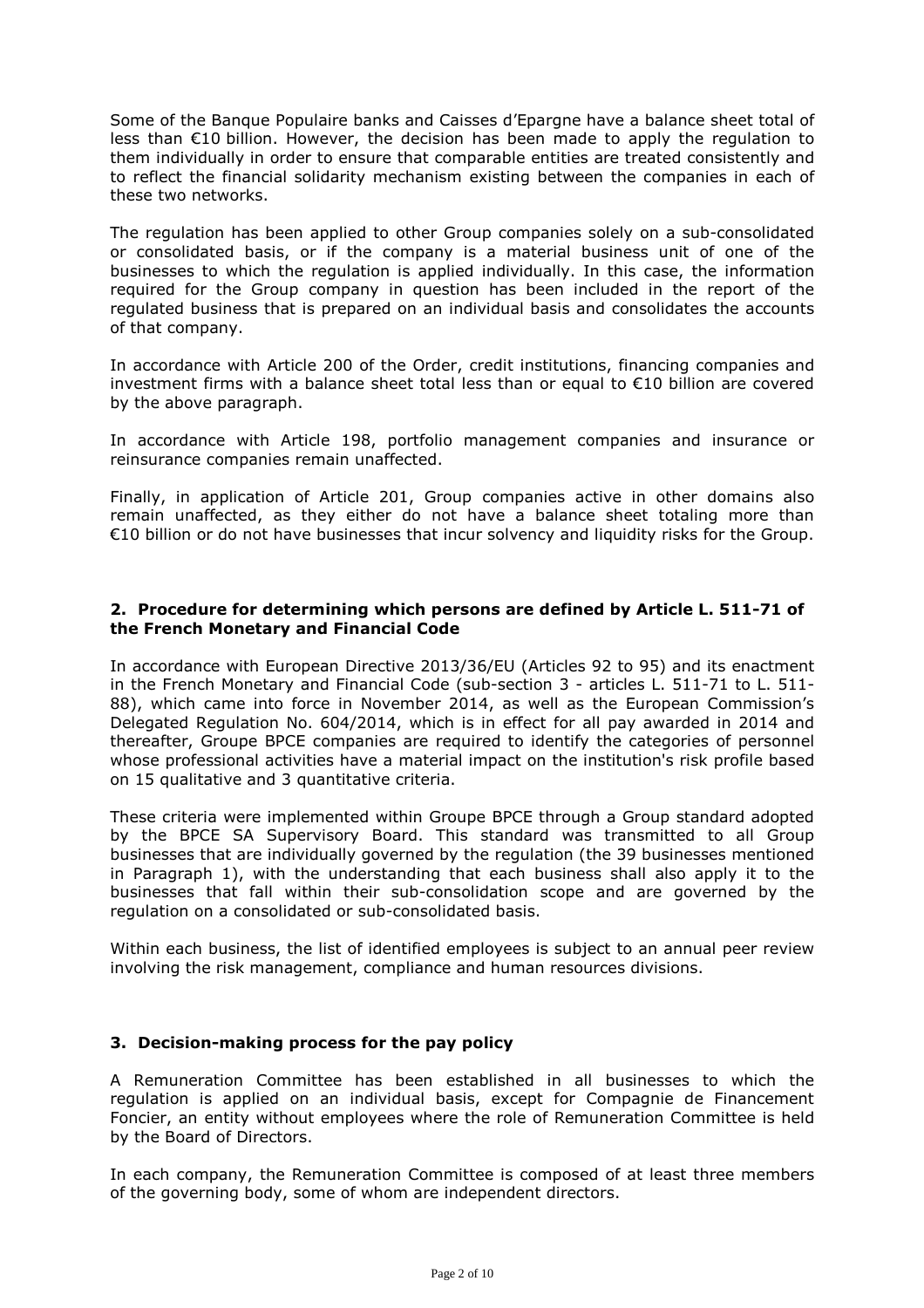Some of the Banque Populaire banks and Caisses d'Epargne have a balance sheet total of less than €10 billion. However, the decision has been made to apply the regulation to them individually in order to ensure that comparable entities are treated consistently and to reflect the financial solidarity mechanism existing between the companies in each of these two networks.

The regulation has been applied to other Group companies solely on a sub-consolidated or consolidated basis, or if the company is a material business unit of one of the businesses to which the regulation is applied individually. In this case, the information required for the Group company in question has been included in the report of the regulated business that is prepared on an individual basis and consolidates the accounts of that company.

In accordance with Article 200 of the Order, credit institutions, financing companies and investment firms with a balance sheet total less than or equal to €10 billion are covered by the above paragraph.

In accordance with Article 198, portfolio management companies and insurance or reinsurance companies remain unaffected.

Finally, in application of Article 201, Group companies active in other domains also remain unaffected, as they either do not have a balance sheet totaling more than €10 billion or do not have businesses that incur solvency and liquidity risks for the Group.

## 2. Procedure for determining which persons are defined by Article L. 511-71 of the French Monetary and Financial Code

In accordance with European Directive 2013/36/EU (Articles 92 to 95) and its enactment in the French Monetary and Financial Code (sub-section 3 - articles L. 511-71 to L. 511-88), which came into force in November 2014, as well as the European Commission's Delegated Regulation No. 604/2014, which is in effect for all pay awarded in 2014 and thereafter, Groupe BPCE companies are required to identify the categories of personnel whose professional activities have a material impact on the institution's risk profile based on 15 qualitative and 3 quantitative criteria.

These criteria were implemented within Groupe BPCE through a Group standard adopted by the BPCE SA Supervisory Board. This standard was transmitted to all Group businesses that are individually governed by the regulation (the 39 businesses mentioned in Paragraph 1), with the understanding that each business shall also apply it to the businesses that fall within their sub-consolidation scope and are governed by the regulation on a consolidated or sub-consolidated basis.

Within each business, the list of identified employees is subject to an annual peer review involving the risk management, compliance and human resources divisions.

## 3. Decision-making process for the pay policy

A Remuneration Committee has been established in all businesses to which the regulation is applied on an individual basis, except for Compagnie de Financement Foncier, an entity without employees where the role of Remuneration Committee is held by the Board of Directors.

In each company, the Remuneration Committee is composed of at least three members of the governing body, some of whom are independent directors.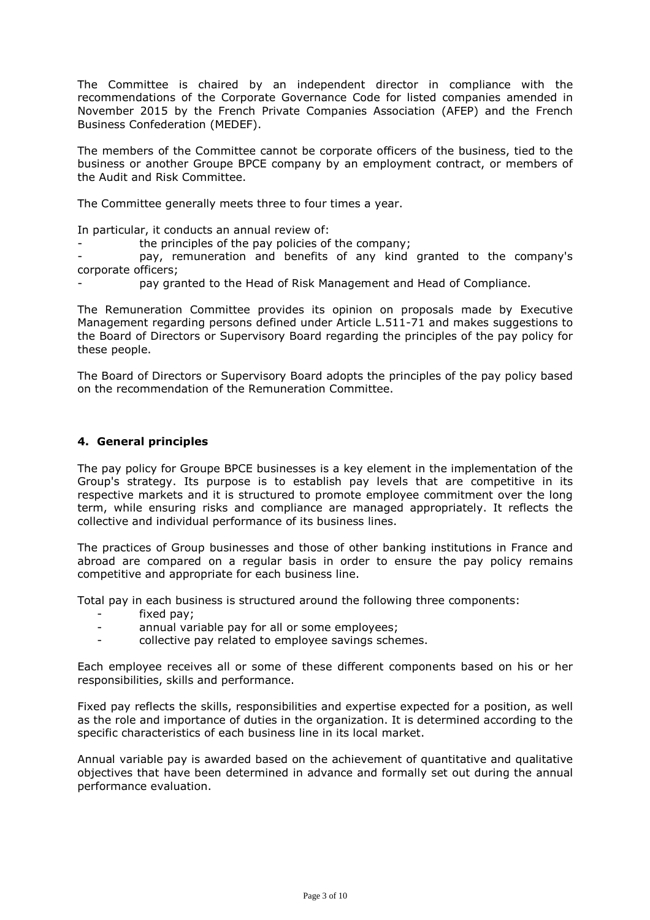The Committee is chaired by an independent director in compliance with the recommendations of the Corporate Governance Code for listed companies amended in November 2015 by the French Private Companies Association (AFEP) and the French Business Confederation (MEDEF).

The members of the Committee cannot be corporate officers of the business, tied to the business or another Groupe BPCE company by an employment contract, or members of the Audit and Risk Committee.

The Committee generally meets three to four times a year.

In particular, it conducts an annual review of:

- the principles of the pay policies of the company;
- pay, remuneration and benefits of any kind granted to the company's corporate officers;
- pay granted to the Head of Risk Management and Head of Compliance.

The Remuneration Committee provides its opinion on proposals made by Executive Management regarding persons defined under Article L.511-71 and makes suggestions to the Board of Directors or Supervisory Board regarding the principles of the pay policy for these people.

The Board of Directors or Supervisory Board adopts the principles of the pay policy based on the recommendation of the Remuneration Committee.

## 4. General principles

The pay policy for Groupe BPCE businesses is a key element in the implementation of the Group's strategy. Its purpose is to establish pay levels that are competitive in its respective markets and it is structured to promote employee commitment over the long term, while ensuring risks and compliance are managed appropriately. It reflects the collective and individual performance of its business lines.

The practices of Group businesses and those of other banking institutions in France and abroad are compared on a regular basis in order to ensure the pay policy remains competitive and appropriate for each business line.

Total pay in each business is structured around the following three components:

- fixed pay;
- annual variable pay for all or some employees;
- collective pay related to employee savings schemes.

Each employee receives all or some of these different components based on his or her responsibilities, skills and performance.

Fixed pay reflects the skills, responsibilities and expertise expected for a position, as well as the role and importance of duties in the organization. It is determined according to the specific characteristics of each business line in its local market.

Annual variable pay is awarded based on the achievement of quantitative and qualitative objectives that have been determined in advance and formally set out during the annual performance evaluation.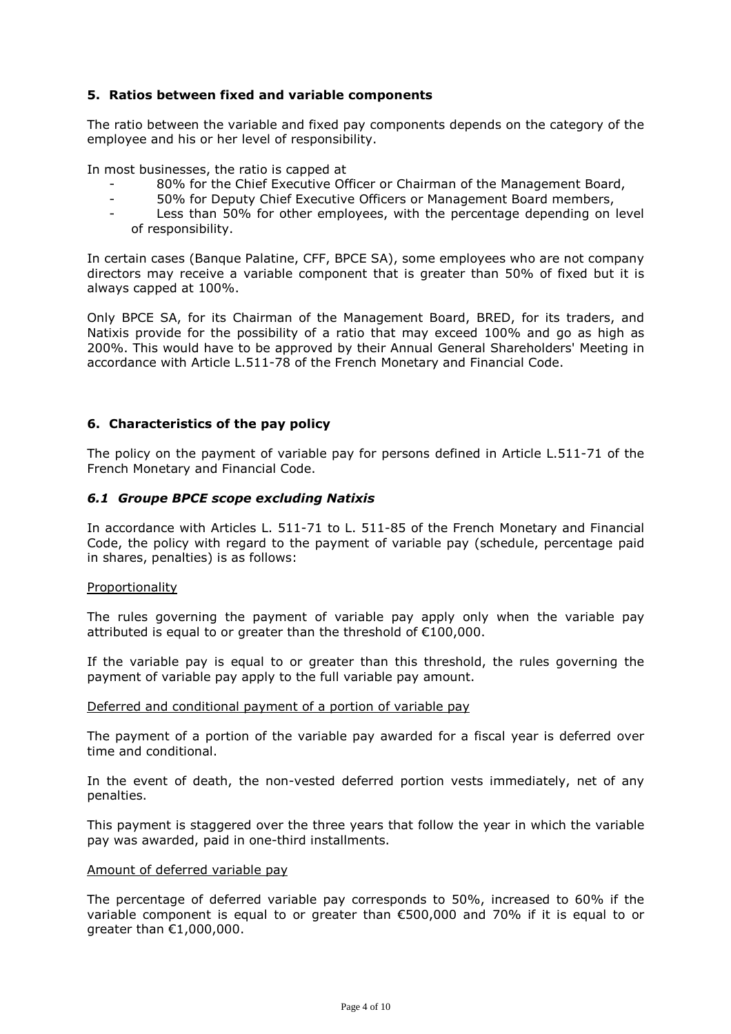## 5. Ratios between fixed and variable components

The ratio between the variable and fixed pay components depends on the category of the employee and his or her level of responsibility.

In most businesses, the ratio is capped at

- 80% for the Chief Executive Officer or Chairman of the Management Board,
- 50% for Deputy Chief Executive Officers or Management Board members,
- Less than 50% for other employees, with the percentage depending on level of responsibility.

In certain cases (Banque Palatine, CFF, BPCE SA), some employees who are not company directors may receive a variable component that is greater than 50% of fixed but it is always capped at 100%.

Only BPCE SA, for its Chairman of the Management Board, BRED, for its traders, and Natixis provide for the possibility of a ratio that may exceed 100% and go as high as 200%. This would have to be approved by their Annual General Shareholders' Meeting in accordance with Article L.511-78 of the French Monetary and Financial Code.

## 6. Characteristics of the pay policy

The policy on the payment of variable pay for persons defined in Article L.511-71 of the French Monetary and Financial Code.

### *6.1 Groupe BPCE scope excluding Natixis*

In accordance with Articles L. 511-71 to L. 511-85 of the French Monetary and Financial Code, the policy with regard to the payment of variable pay (schedule, percentage paid in shares, penalties) is as follows:

Proportionality

The rules governing the payment of variable pay apply only when the variable pay attributed is equal to or greater than the threshold of €100,000.

If the variable pay is equal to or greater than this threshold, the rules governing the payment of variable pay apply to the full variable pay amount.

Deferred and conditional payment of a portion of variable pay

The payment of a portion of the variable pay awarded for a fiscal year is deferred over time and conditional.

In the event of death, the non-vested deferred portion vests immediately, net of any penalties.

This payment is staggered over the three years that follow the year in which the variable pay was awarded, paid in one-third installments.

Amount of deferred variable pay

The percentage of deferred variable pay corresponds to 50%, increased to 60% if the variable component is equal to or greater than €500,000 and 70% if it is equal to or greater than €1,000,000.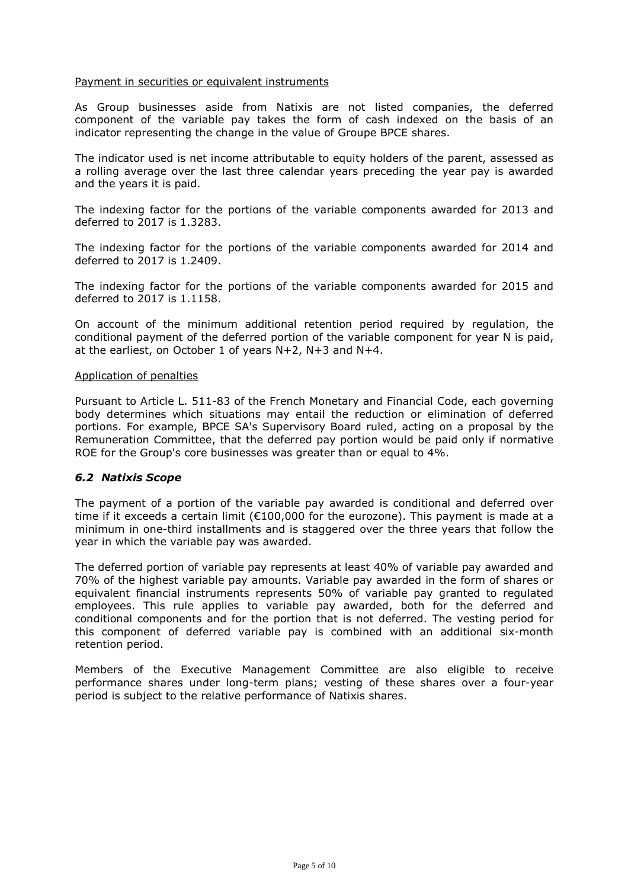Payment in securities or equivalent instruments

As Group businesses aside from Natixis are not listed companies, the deferred component of the variable pay takes the form of cash indexed on the basis of an indicator representing the change in the value of Groupe BPCE shares.

The indicator used is net income attributable to equity holders of the parent, assessed as a rolling average over the last three calendar years preceding the year pay is awarded and the years it is paid.

The indexing factor for the portions of the variable components awarded for 2013 and deferred to 2017 is 1.3283.

The indexing factor for the portions of the variable components awarded for 2014 and deferred to 2017 is 1.2409.

The indexing factor for the portions of the variable components awarded for 2015 and deferred to 2017 is 1.1158.

On account of the minimum additional retention period required by regulation, the conditional payment of the deferred portion of the variable component for year N is paid, at the earliest, on October 1 of years N+2, N+3 and N+4.

Application of penalties

Pursuant to Article L. 511-83 of the French Monetary and Financial Code, each governing body determines which situations may entail the reduction or elimination of deferred portions. For example, BPCE SA's Supervisory Board ruled, acting on a proposal by the Remuneration Committee, that the deferred pay portion would be paid only if normative ROE for the Group's core businesses was greater than or equal to 4%.

### *6.2 Natixis Scope*

The payment of a portion of the variable pay awarded is conditional and deferred over time if it exceeds a certain limit (€100,000 for the eurozone). This payment is made at a minimum in one-third installments and is staggered over the three years that follow the year in which the variable pay was awarded.

The deferred portion of variable pay represents at least 40% of variable pay awarded and 70% of the highest variable pay amounts. Variable pay awarded in the form of shares or equivalent financial instruments represents 50% of variable pay granted to regulated employees. This rule applies to variable pay awarded, both for the deferred and conditional components and for the portion that is not deferred. The vesting period for this component of deferred variable pay is combined with an additional six-month retention period.

Members of the Executive Management Committee are also eligible to receive performance shares under long-term plans; vesting of these shares over a four-year period is subject to the relative performance of Natixis shares.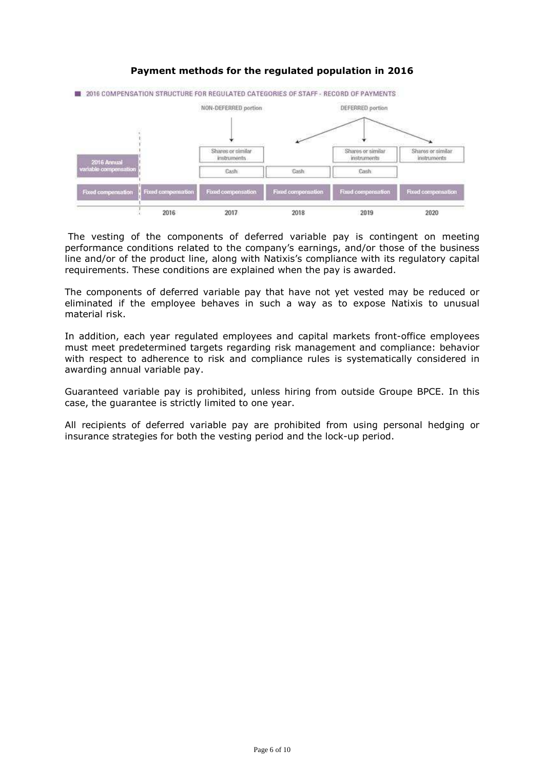**Payment methods for the regulated population in 2016**

2016 COMPENSATION STRUCTURE FOR REGULATED CATEGORIES OF STAFF - RECORD OF PAYMENTS

NON-DEFERRED portion

DEFERRED portion

2016 Annual variable compensation

Shares or similar instruments

Cash

Cash

Shares or similar instruments

Cash

Shares or similar instruments

Fixed compensation

2016

2017

2018

2019

2020

The vesting of the components of deferred variable pay is contingent on meeting performance conditions related to the company's earnings, and/or those of the business line and/or of the product line, along with Natixis's compliance with its regulatory capital requirements. These conditions are explained when the pay is awarded.

The components of deferred variable pay that have not yet vested may be reduced or eliminated if the employee behaves in such a way as to expose Natixis to unusual material risk.

In addition, each year regulated employees and capital markets front-office employees must meet predetermined targets regarding risk management and compliance: behavior with respect to adherence to risk and compliance rules is systematically considered in awarding annual variable pay.

Guaranteed variable pay is prohibited, unless hiring from outside Groupe BPCE. In this case, the guarantee is strictly limited to one year.

All recipients of deferred variable pay are prohibited from using personal hedging or insurance strategies for both the vesting period and the lock-up period.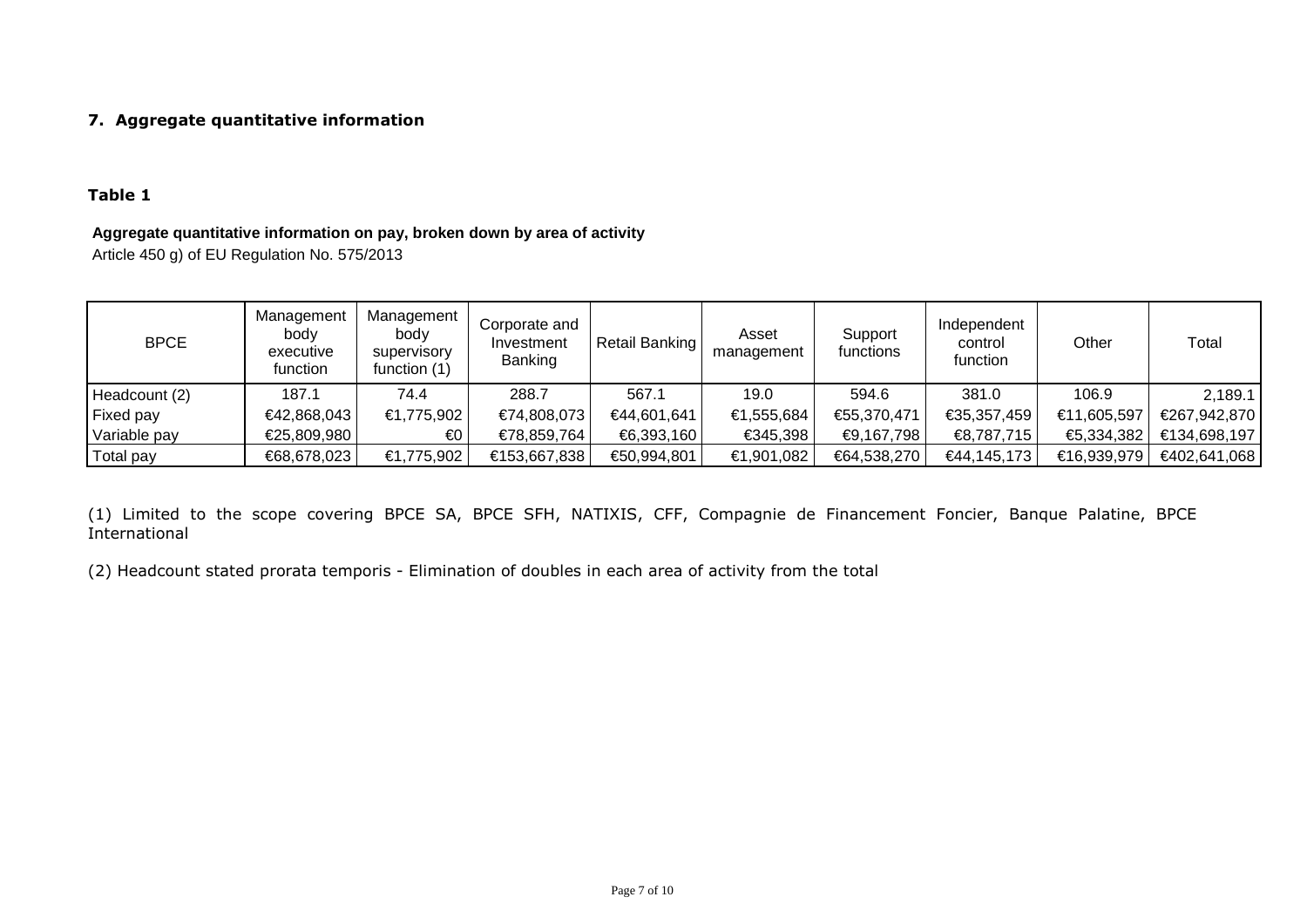## 7. Aggregate quantitative information

### Table 1

**Aggregate quantitative information on pay, broken down by area of activity**
Article 450 g) of EU Regulation No. 575/2013

| BPCE | Management body executive function | Management body supervisory function (1) | Corporate and Investment Banking | Retail Banking | Asset management | Support functions | Independent control function | Other | Total |
|---|---|---|---|---|---|---|---|---|---|
| Headcount (2) | 187.1 | 74.4 | 288.7 | 567.1 | 19.0 | 594.6 | 381.0 | 106.9 | 2,189.1 |
| Fixed pay | €42,868,043 | €1,775,902 | €74,808,073 | €44,601,641 | €1,555,684 | €55,370,471 | €35,357,459 | €11,605,597 | €267,942,870 |
| Variable pay | €25,809,980 | €0 | €78,859,764 | €6,393,160 | €345,398 | €9,167,798 | €8,787,715 | €5,334,382 | €134,698,197 |
| Total pay | €68,678,023 | €1,775,902 | €153,667,838 | €50,994,801 | €1,901,082 | €64,538,270 | €44,145,173 | €16,939,979 | €402,641,068 |

(1) Limited to the scope covering BPCE SA, BPCE SFH, NATIXIS, CFF, Compagnie de Financement Foncier, Banque Palatine, BPCE International

(2) Headcount stated prorata temporis - Elimination of doubles in each area of activity from the total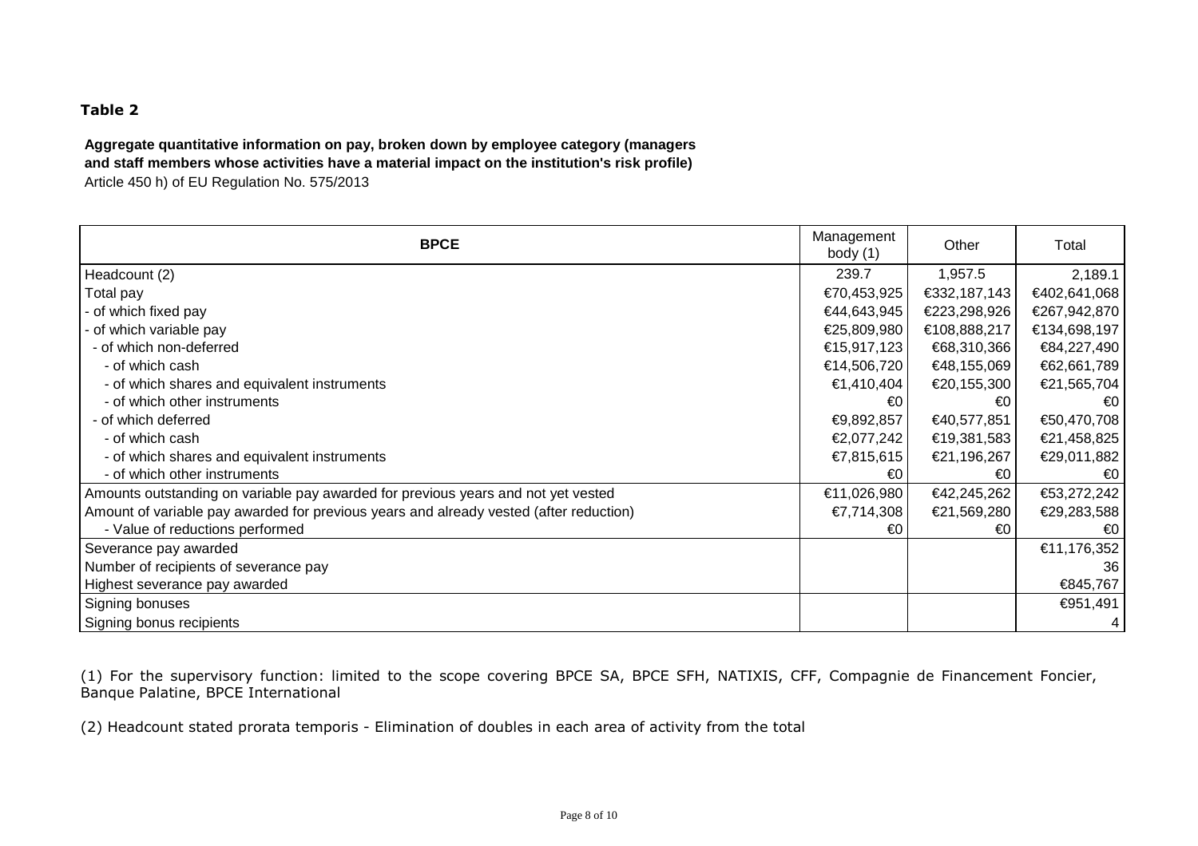**Table 2**

**Aggregate quantitative information on pay, broken down by employee category (managers and staff members whose activities have a material impact on the institution's risk profile)**
Article 450 h) of EU Regulation No. 575/2013

| **BPCE** | Management body (1) | Other | Total |
|---|---|---|---|
| Headcount (2) | 239.7 | 1,957.5 | 2,189.1 |
| Total pay | €70,453,925 | €332,187,143 | €402,641,068 |
| - of which fixed pay | €44,643,945 | €223,298,926 | €267,942,870 |
| - of which variable pay | €25,809,980 | €108,888,217 | €134,698,197 |
| - of which non-deferred | €15,917,123 | €68,310,366 | €84,227,490 |
| - of which cash | €14,506,720 | €48,155,069 | €62,661,789 |
| - of which shares and equivalent instruments | €1,410,404 | €20,155,300 | €21,565,704 |
| - of which other instruments | €0 | €0 | €0 |
| - of which deferred | €9,892,857 | €40,577,851 | €50,470,708 |
| - of which cash | €2,077,242 | €19,381,583 | €21,458,825 |
| - of which shares and equivalent instruments | €7,815,615 | €21,196,267 | €29,011,882 |
| - of which other instruments | €0 | €0 | €0 |
| Amounts outstanding on variable pay awarded for previous years and not yet vested | €11,026,980 | €42,245,262 | €53,272,242 |
| Amount of variable pay awarded for previous years and already vested (after reduction) | €7,714,308 | €21,569,280 | €29,283,588 |
| - Value of reductions performed | €0 | €0 | €0 |
| Severance pay awarded | | | €11,176,352 |
| Number of recipients of severance pay | | | 36 |
| Highest severance pay awarded | | | €845,767 |
| Signing bonuses | | | €951,491 |
| Signing bonus recipients | | | 4 |

(1) For the supervisory function: limited to the scope covering BPCE SA, BPCE SFH, NATIXIS, CFF, Compagnie de Financement Foncier, Banque Palatine, BPCE International

(2) Headcount stated prorata temporis - Elimination of doubles in each area of activity from the total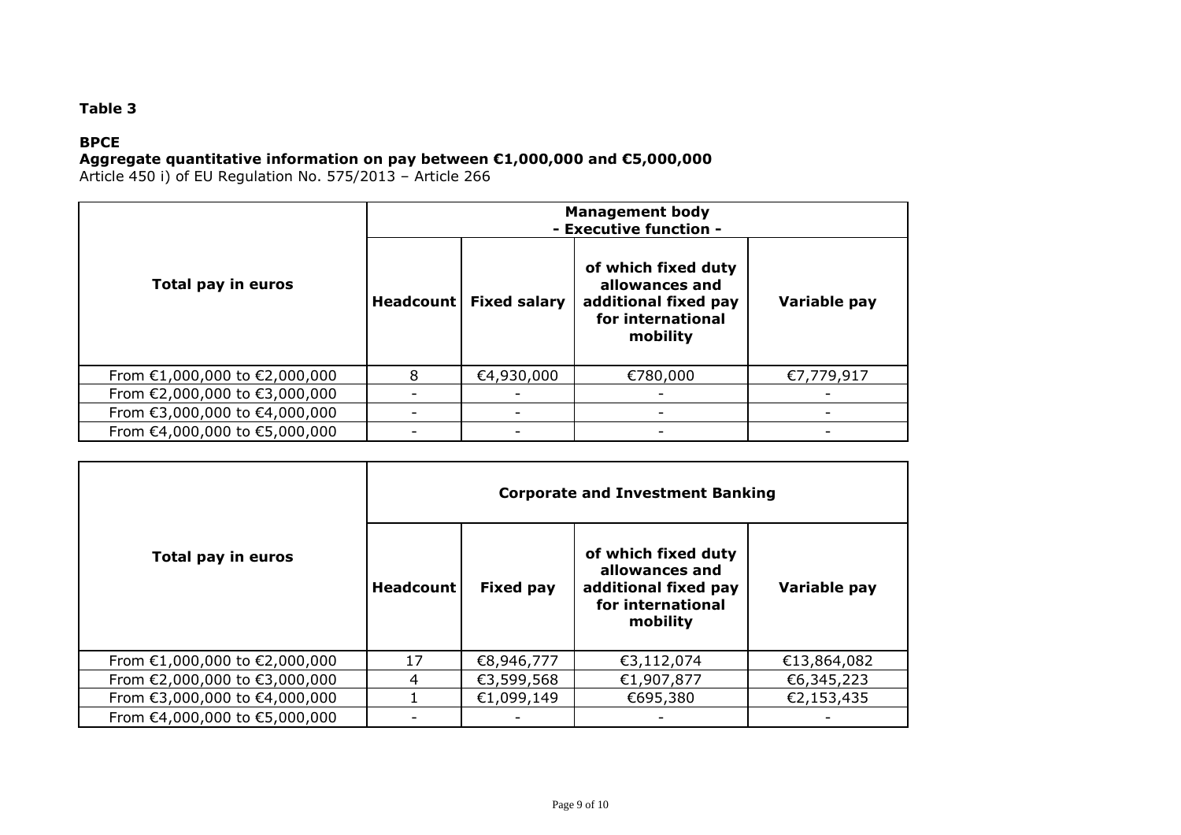**Table 3**

**BPCE**

**Aggregate quantitative information on pay between €1,000,000 and €5,000,000**

Article 450 i) of EU Regulation No. 575/2013 – Article 266

| Total pay in euros | Management body - Executive function - | | | |
|---|---|---|---|---|
| | Headcount | Fixed salary | of which fixed duty allowances and additional fixed pay for international mobility | Variable pay |
| From €1,000,000 to €2,000,000 | 8 | €4,930,000 | €780,000 | €7,779,917 |
| From €2,000,000 to €3,000,000 | - | - | - | - |
| From €3,000,000 to €4,000,000 | - | - | - | - |
| From €4,000,000 to €5,000,000 | - | - | - | - |

| Total pay in euros | Corporate and Investment Banking | | | |
|---|---|---|---|---|
| | Headcount | Fixed pay | of which fixed duty allowances and additional fixed pay for international mobility | Variable pay |
| From €1,000,000 to €2,000,000 | 17 | €8,946,777 | €3,112,074 | €13,864,082 |
| From €2,000,000 to €3,000,000 | 4 | €3,599,568 | €1,907,877 | €6,345,223 |
| From €3,000,000 to €4,000,000 | 1 | €1,099,149 | €695,380 | €2,153,435 |
| From €4,000,000 to €5,000,000 | - | - | - | - |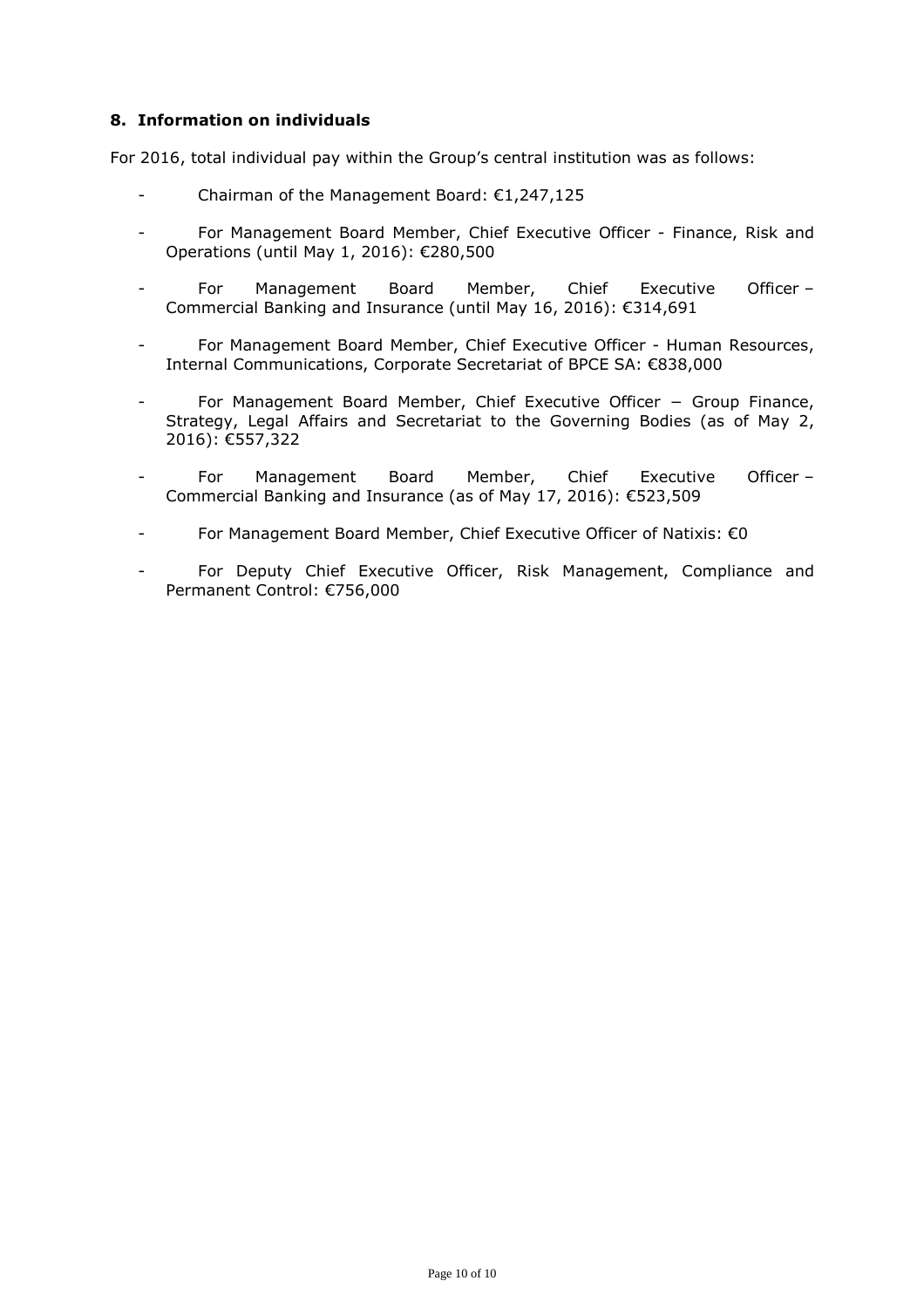## 8. Information on individuals

For 2016, total individual pay within the Group's central institution was as follows:

- Chairman of the Management Board: €1,247,125
- For Management Board Member, Chief Executive Officer - Finance, Risk and Operations (until May 1, 2016): €280,500
- For Management Board Member, Chief Executive Officer – Commercial Banking and Insurance (until May 16, 2016): €314,691
- For Management Board Member, Chief Executive Officer - Human Resources, Internal Communications, Corporate Secretariat of BPCE SA: €838,000
- For Management Board Member, Chief Executive Officer − Group Finance, Strategy, Legal Affairs and Secretariat to the Governing Bodies (as of May 2, 2016): €557,322
- For Management Board Member, Chief Executive Officer – Commercial Banking and Insurance (as of May 17, 2016): €523,509
- For Management Board Member, Chief Executive Officer of Natixis: €0
- For Deputy Chief Executive Officer, Risk Management, Compliance and Permanent Control: €756,000